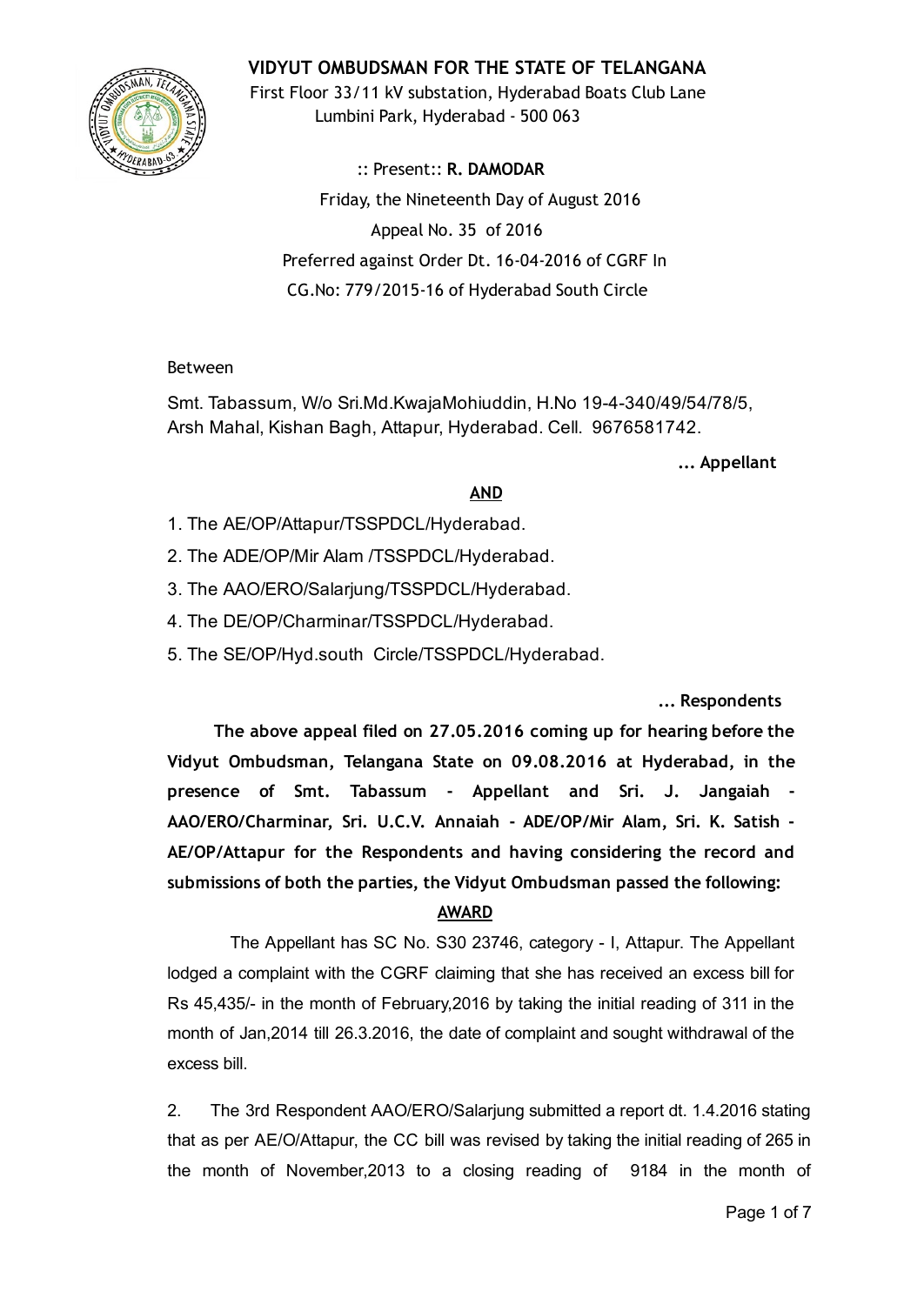# VIDYUT OMBUDSMAN FOR THE STATE OF TELANGANA

First Floor 33/11 kV substation, Hyderabad Boats Club Lane
Lumbini Park, Hyderabad - 500 063

:: Present:: **R. DAMODAR**

Friday, the Nineteenth Day of August 2016

Appeal No. 35 of 2016

Preferred against Order Dt. 16-04-2016 of CGRF In
CG.No: 779/2015-16 of Hyderabad South Circle

Between

Smt. Tabassum, W/o Sri.Md.KwajaMohiuddin, H.No 19-4-340/49/54/78/5, Arsh Mahal, Kishan Bagh, Attapur, Hyderabad. Cell. 9676581742.

**... Appellant**

**AND**

1. The AE/OP/Attapur/TSSPDCL/Hyderabad.
2. The ADE/OP/Mir Alam /TSSPDCL/Hyderabad.
3. The AAO/ERO/Salarjung/TSSPDCL/Hyderabad.
4. The DE/OP/Charminar/TSSPDCL/Hyderabad.
5. The SE/OP/Hyd.south Circle/TSSPDCL/Hyderabad.

**... Respondents**

**The above appeal filed on 27.05.2016 coming up for hearing before the Vidyut Ombudsman, Telangana State on 09.08.2016 at Hyderabad, in the presence of Smt. Tabassum - Appellant and Sri. J. Jangaiah - AAO/ERO/Charminar, Sri. U.C.V. Annaiah - ADE/OP/Mir Alam, Sri. K. Satish - AE/OP/Attapur for the Respondents and having considering the record and submissions of both the parties, the Vidyut Ombudsman passed the following:**

**AWARD**

The Appellant has SC No. S30 23746, category - I, Attapur. The Appellant lodged a complaint with the CGRF claiming that she has received an excess bill for Rs 45,435/- in the month of February,2016 by taking the initial reading of 311 in the month of Jan,2014 till 26.3.2016, the date of complaint and sought withdrawal of the excess bill.

2. The 3rd Respondent AAO/ERO/Salarjung submitted a report dt. 1.4.2016 stating that as per AE/O/Attapur, the CC bill was revised by taking the initial reading of 265 in the month of November,2013 to a closing reading of 9184 in the month of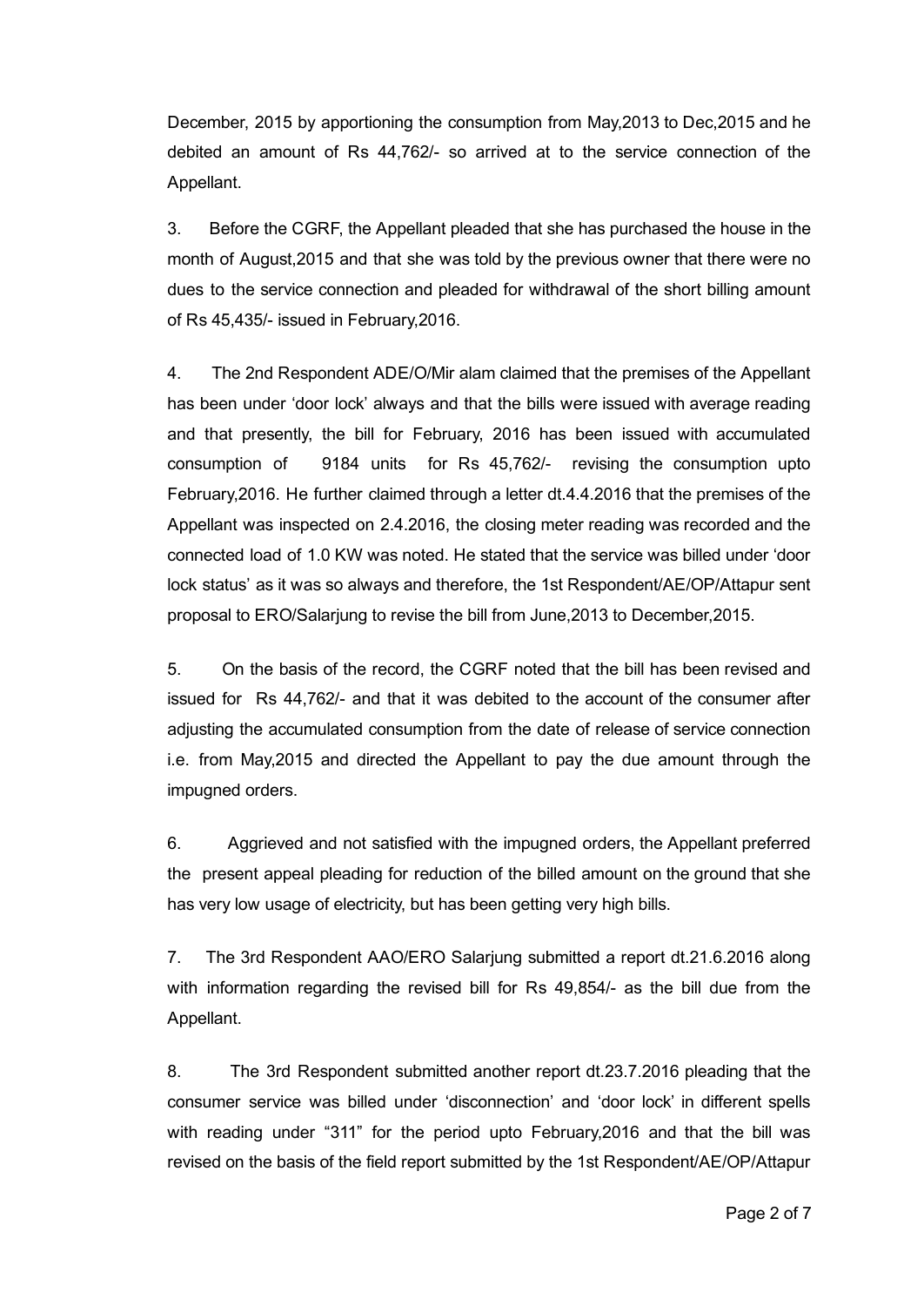December, 2015 by apportioning the consumption from May,2013 to Dec,2015 and he debited an amount of Rs 44,762/- so arrived at to the service connection of the Appellant.

3. Before the CGRF, the Appellant pleaded that she has purchased the house in the month of August,2015 and that she was told by the previous owner that there were no dues to the service connection and pleaded for withdrawal of the short billing amount of Rs 45,435/- issued in February,2016.

4. The 2nd Respondent ADE/O/Mir alam claimed that the premises of the Appellant has been under 'door lock' always and that the bills were issued with average reading and that presently, the bill for February, 2016 has been issued with accumulated consumption of 9184 units for Rs 45,762/- revising the consumption upto February,2016. He further claimed through a letter dt.4.4.2016 that the premises of the Appellant was inspected on 2.4.2016, the closing meter reading was recorded and the connected load of 1.0 KW was noted. He stated that the service was billed under 'door lock status' as it was so always and therefore, the 1st Respondent/AE/OP/Attapur sent proposal to ERO/Salarjung to revise the bill from June,2013 to December,2015.

5. On the basis of the record, the CGRF noted that the bill has been revised and issued for Rs 44,762/- and that it was debited to the account of the consumer after adjusting the accumulated consumption from the date of release of service connection i.e. from May,2015 and directed the Appellant to pay the due amount through the impugned orders.

6. Aggrieved and not satisfied with the impugned orders, the Appellant preferred the present appeal pleading for reduction of the billed amount on the ground that she has very low usage of electricity, but has been getting very high bills.

7. The 3rd Respondent AAO/ERO Salarjung submitted a report dt.21.6.2016 along with information regarding the revised bill for Rs 49,854/- as the bill due from the Appellant.

8. The 3rd Respondent submitted another report dt.23.7.2016 pleading that the consumer service was billed under 'disconnection' and 'door lock' in different spells with reading under "311" for the period upto February,2016 and that the bill was revised on the basis of the field report submitted by the 1st Respondent/AE/OP/Attapur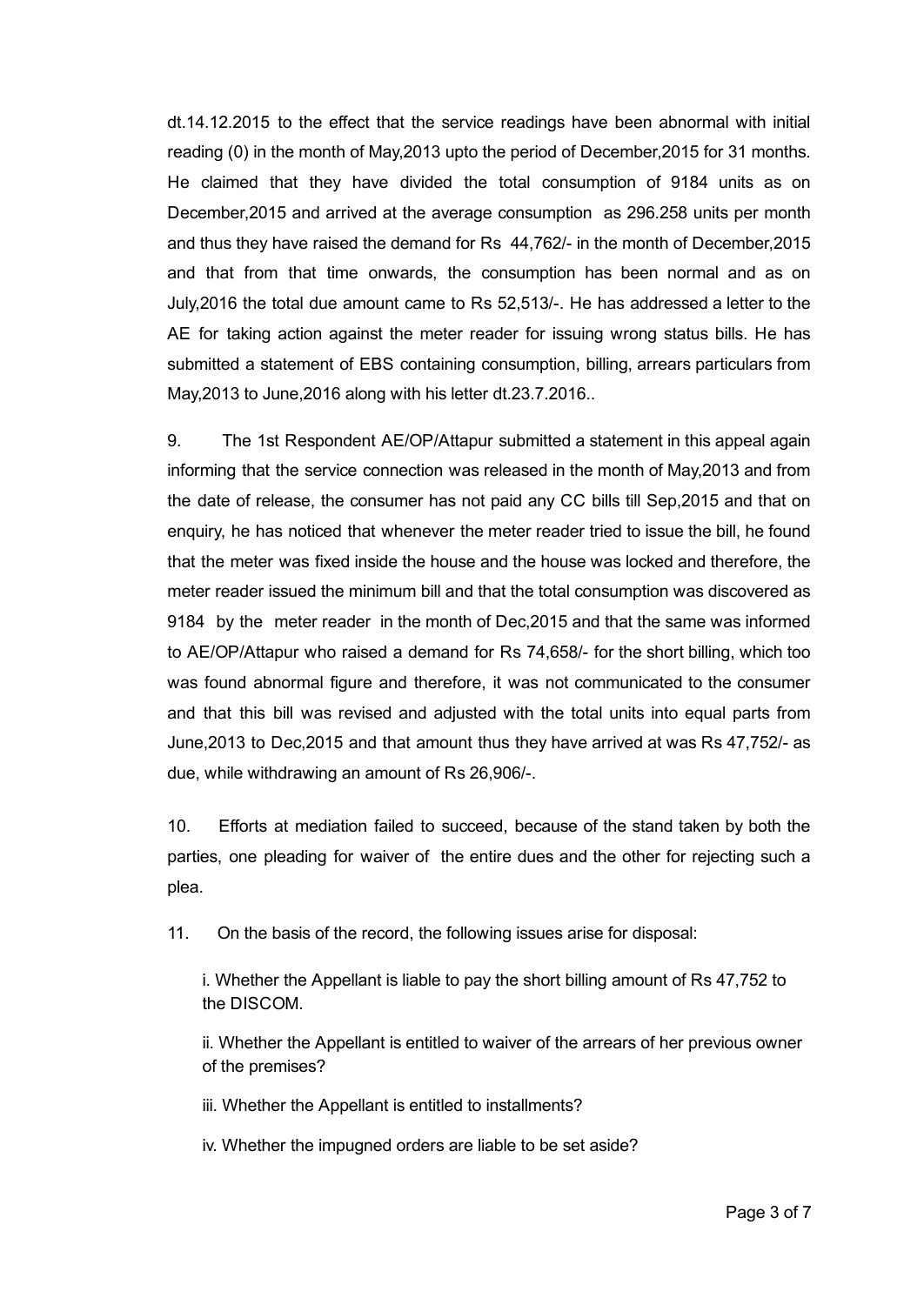dt.14.12.2015 to the effect that the service readings have been abnormal with initial reading (0) in the month of May,2013 upto the period of December,2015 for 31 months. He claimed that they have divided the total consumption of 9184 units as on December,2015 and arrived at the average consumption as 296.258 units per month and thus they have raised the demand for Rs 44,762/- in the month of December,2015 and that from that time onwards, the consumption has been normal and as on July,2016 the total due amount came to Rs 52,513/-. He has addressed a letter to the AE for taking action against the meter reader for issuing wrong status bills. He has submitted a statement of EBS containing consumption, billing, arrears particulars from May,2013 to June,2016 along with his letter dt.23.7.2016..

9. The 1st Respondent AE/OP/Attapur submitted a statement in this appeal again informing that the service connection was released in the month of May,2013 and from the date of release, the consumer has not paid any CC bills till Sep,2015 and that on enquiry, he has noticed that whenever the meter reader tried to issue the bill, he found that the meter was fixed inside the house and the house was locked and therefore, the meter reader issued the minimum bill and that the total consumption was discovered as 9184 by the meter reader in the month of Dec,2015 and that the same was informed to AE/OP/Attapur who raised a demand for Rs 74,658/- for the short billing, which too was found abnormal figure and therefore, it was not communicated to the consumer and that this bill was revised and adjusted with the total units into equal parts from June,2013 to Dec,2015 and that amount thus they have arrived at was Rs 47,752/- as due, while withdrawing an amount of Rs 26,906/-.

10. Efforts at mediation failed to succeed, because of the stand taken by both the parties, one pleading for waiver of the entire dues and the other for rejecting such a plea.

11. On the basis of the record, the following issues arise for disposal:

i. Whether the Appellant is liable to pay the short billing amount of Rs 47,752 to the DISCOM.

ii. Whether the Appellant is entitled to waiver of the arrears of her previous owner of the premises?

iii. Whether the Appellant is entitled to installments?

iv. Whether the impugned orders are liable to be set aside?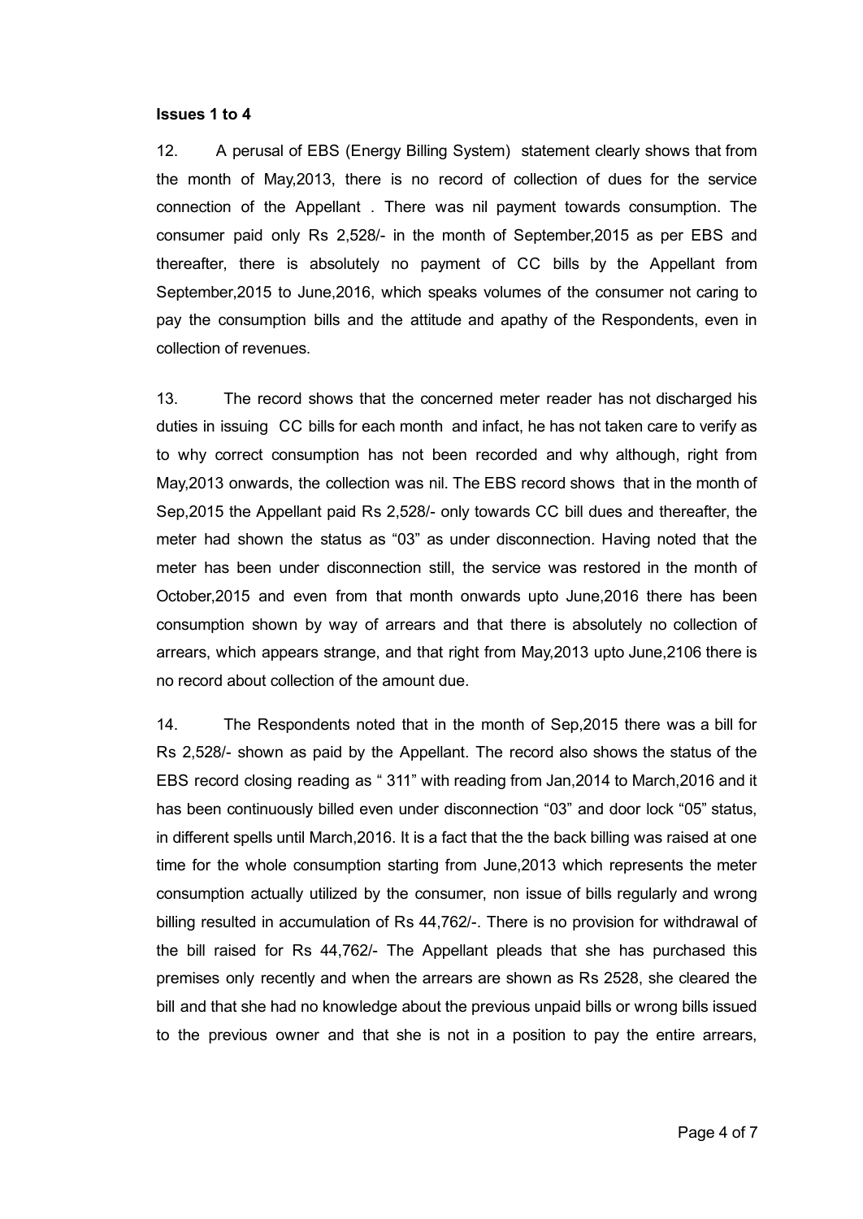**Issues 1 to 4**

12. A perusal of EBS (Energy Billing System) statement clearly shows that from the month of May,2013, there is no record of collection of dues for the service connection of the Appellant . There was nil payment towards consumption. The consumer paid only Rs 2,528/- in the month of September,2015 as per EBS and thereafter, there is absolutely no payment of CC bills by the Appellant from September,2015 to June,2016, which speaks volumes of the consumer not caring to pay the consumption bills and the attitude and apathy of the Respondents, even in collection of revenues.

13. The record shows that the concerned meter reader has not discharged his duties in issuing CC bills for each month and infact, he has not taken care to verify as to why correct consumption has not been recorded and why although, right from May,2013 onwards, the collection was nil. The EBS record shows that in the month of Sep,2015 the Appellant paid Rs 2,528/- only towards CC bill dues and thereafter, the meter had shown the status as "03" as under disconnection. Having noted that the meter has been under disconnection still, the service was restored in the month of October,2015 and even from that month onwards upto June,2016 there has been consumption shown by way of arrears and that there is absolutely no collection of arrears, which appears strange, and that right from May,2013 upto June,2106 there is no record about collection of the amount due.

14. The Respondents noted that in the month of Sep,2015 there was a bill for Rs 2,528/- shown as paid by the Appellant. The record also shows the status of the EBS record closing reading as " 311" with reading from Jan,2014 to March,2016 and it has been continuously billed even under disconnection "03" and door lock "05" status, in different spells until March,2016. It is a fact that the the back billing was raised at one time for the whole consumption starting from June,2013 which represents the meter consumption actually utilized by the consumer, non issue of bills regularly and wrong billing resulted in accumulation of Rs 44,762/-. There is no provision for withdrawal of the bill raised for Rs 44,762/- The Appellant pleads that she has purchased this premises only recently and when the arrears are shown as Rs 2528, she cleared the bill and that she had no knowledge about the previous unpaid bills or wrong bills issued to the previous owner and that she is not in a position to pay the entire arrears,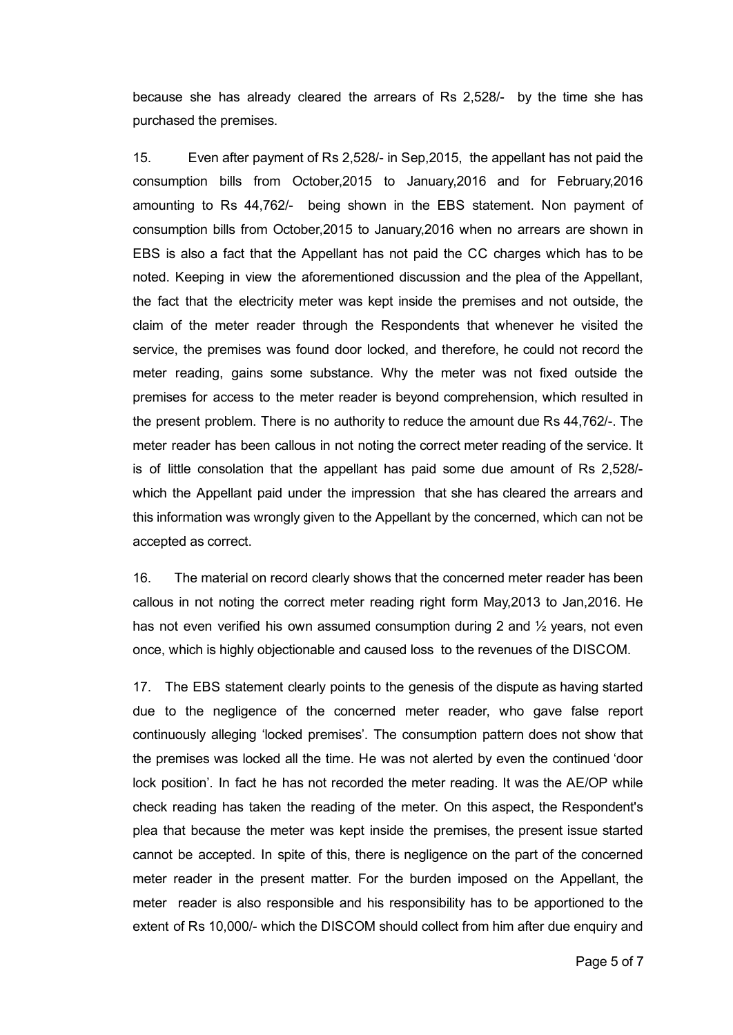because she has already cleared the arrears of Rs 2,528/- by the time she has purchased the premises.

15. Even after payment of Rs 2,528/- in Sep,2015, the appellant has not paid the consumption bills from October,2015 to January,2016 and for February,2016 amounting to Rs 44,762/- being shown in the EBS statement. Non payment of consumption bills from October,2015 to January,2016 when no arrears are shown in EBS is also a fact that the Appellant has not paid the CC charges which has to be noted. Keeping in view the aforementioned discussion and the plea of the Appellant, the fact that the electricity meter was kept inside the premises and not outside, the claim of the meter reader through the Respondents that whenever he visited the service, the premises was found door locked, and therefore, he could not record the meter reading, gains some substance. Why the meter was not fixed outside the premises for access to the meter reader is beyond comprehension, which resulted in the present problem. There is no authority to reduce the amount due Rs 44,762/-. The meter reader has been callous in not noting the correct meter reading of the service. It is of little consolation that the appellant has paid some due amount of Rs 2,528/- which the Appellant paid under the impression that she has cleared the arrears and this information was wrongly given to the Appellant by the concerned, which can not be accepted as correct.

16. The material on record clearly shows that the concerned meter reader has been callous in not noting the correct meter reading right form May,2013 to Jan,2016. He has not even verified his own assumed consumption during 2 and ½ years, not even once, which is highly objectionable and caused loss to the revenues of the DISCOM.

17. The EBS statement clearly points to the genesis of the dispute as having started due to the negligence of the concerned meter reader, who gave false report continuously alleging 'locked premises'. The consumption pattern does not show that the premises was locked all the time. He was not alerted by even the continued 'door lock position'. In fact he has not recorded the meter reading. It was the AE/OP while check reading has taken the reading of the meter. On this aspect, the Respondent's plea that because the meter was kept inside the premises, the present issue started cannot be accepted. In spite of this, there is negligence on the part of the concerned meter reader in the present matter. For the burden imposed on the Appellant, the meter reader is also responsible and his responsibility has to be apportioned to the extent of Rs 10,000/- which the DISCOM should collect from him after due enquiry and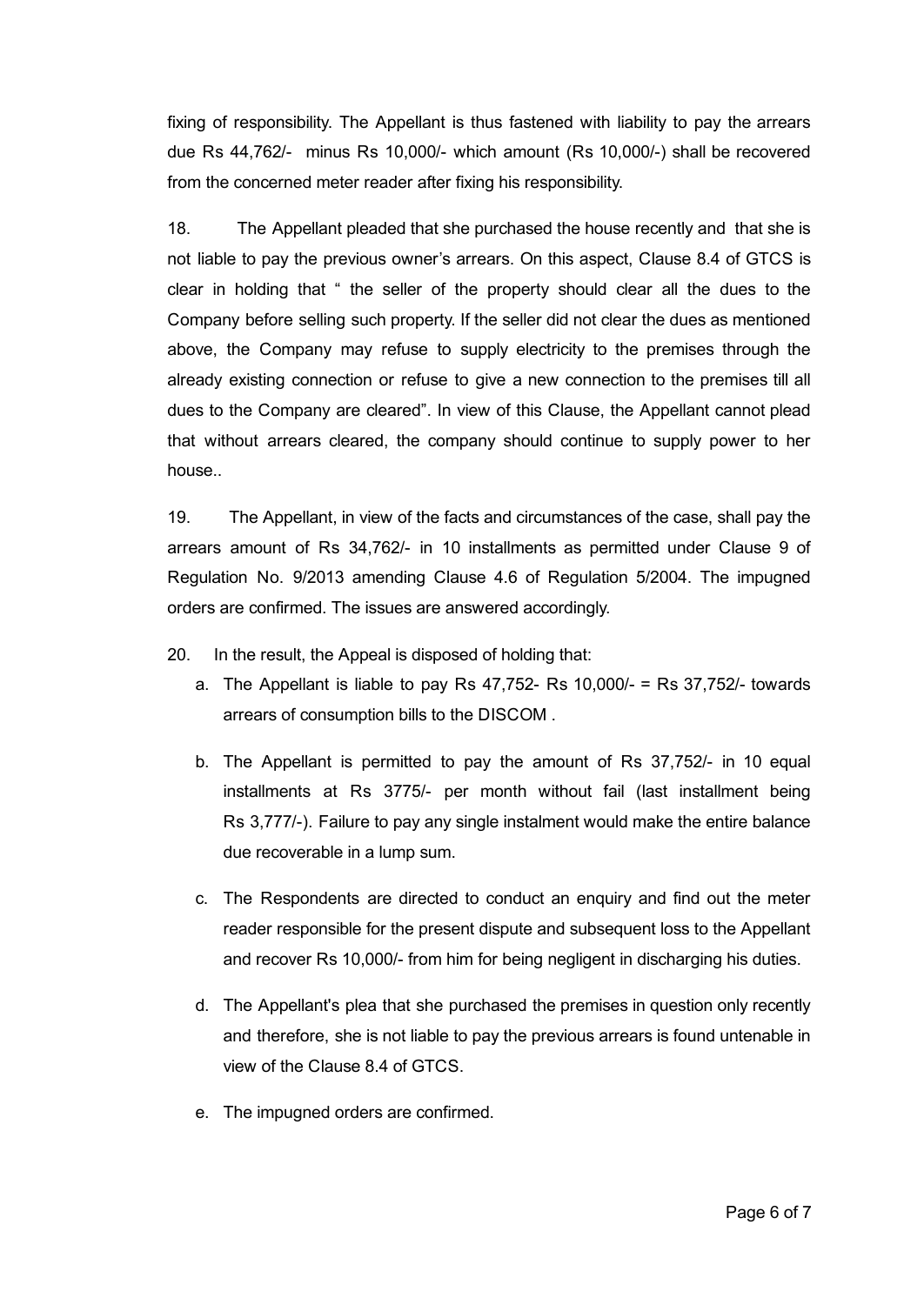fixing of responsibility. The Appellant is thus fastened with liability to pay the arrears due Rs 44,762/- minus Rs 10,000/- which amount (Rs 10,000/-) shall be recovered from the concerned meter reader after fixing his responsibility.

18. The Appellant pleaded that she purchased the house recently and that she is not liable to pay the previous owner's arrears. On this aspect, Clause 8.4 of GTCS is clear in holding that " the seller of the property should clear all the dues to the Company before selling such property. If the seller did not clear the dues as mentioned above, the Company may refuse to supply electricity to the premises through the already existing connection or refuse to give a new connection to the premises till all dues to the Company are cleared". In view of this Clause, the Appellant cannot plead that without arrears cleared, the company should continue to supply power to her house..

19. The Appellant, in view of the facts and circumstances of the case, shall pay the arrears amount of Rs 34,762/- in 10 installments as permitted under Clause 9 of Regulation No. 9/2013 amending Clause 4.6 of Regulation 5/2004. The impugned orders are confirmed. The issues are answered accordingly.

20. In the result, the Appeal is disposed of holding that:

a. The Appellant is liable to pay Rs 47,752- Rs 10,000/- = Rs 37,752/- towards arrears of consumption bills to the DISCOM .

b. The Appellant is permitted to pay the amount of Rs 37,752/- in 10 equal installments at Rs 3775/- per month without fail (last installment being Rs 3,777/-). Failure to pay any single instalment would make the entire balance due recoverable in a lump sum.

c. The Respondents are directed to conduct an enquiry and find out the meter reader responsible for the present dispute and subsequent loss to the Appellant and recover Rs 10,000/- from him for being negligent in discharging his duties.

d. The Appellant's plea that she purchased the premises in question only recently and therefore, she is not liable to pay the previous arrears is found untenable in view of the Clause 8.4 of GTCS.

e. The impugned orders are confirmed.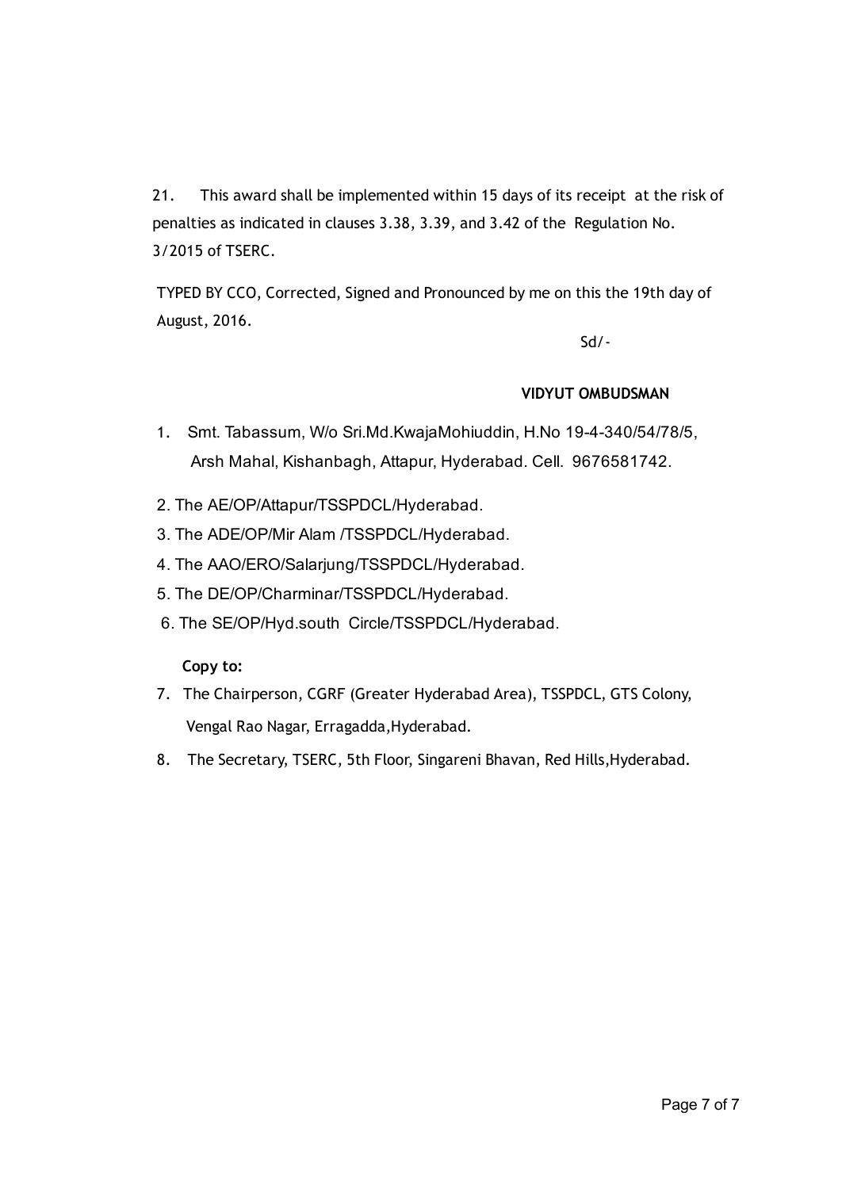21. This award shall be implemented within 15 days of its receipt at the risk of penalties as indicated in clauses 3.38, 3.39, and 3.42 of the Regulation No. 3/2015 of TSERC.

TYPED BY CCO, Corrected, Signed and Pronounced by me on this the 19th day of August, 2016.

Sd/-

**VIDYUT OMBUDSMAN**

1. Smt. Tabassum, W/o Sri.Md.KwajaMohiuddin, H.No 19-4-340/54/78/5, Arsh Mahal, Kishanbagh, Attapur, Hyderabad. Cell. 9676581742.
2. The AE/OP/Attapur/TSSPDCL/Hyderabad.
3. The ADE/OP/Mir Alam /TSSPDCL/Hyderabad.
4. The AAO/ERO/Salarjung/TSSPDCL/Hyderabad.
5. The DE/OP/Charminar/TSSPDCL/Hyderabad.
6. The SE/OP/Hyd.south Circle/TSSPDCL/Hyderabad.

**Copy to:**

7. The Chairperson, CGRF (Greater Hyderabad Area), TSSPDCL, GTS Colony, Vengal Rao Nagar, Erragadda,Hyderabad.
8. The Secretary, TSERC, 5th Floor, Singareni Bhavan, Red Hills,Hyderabad.